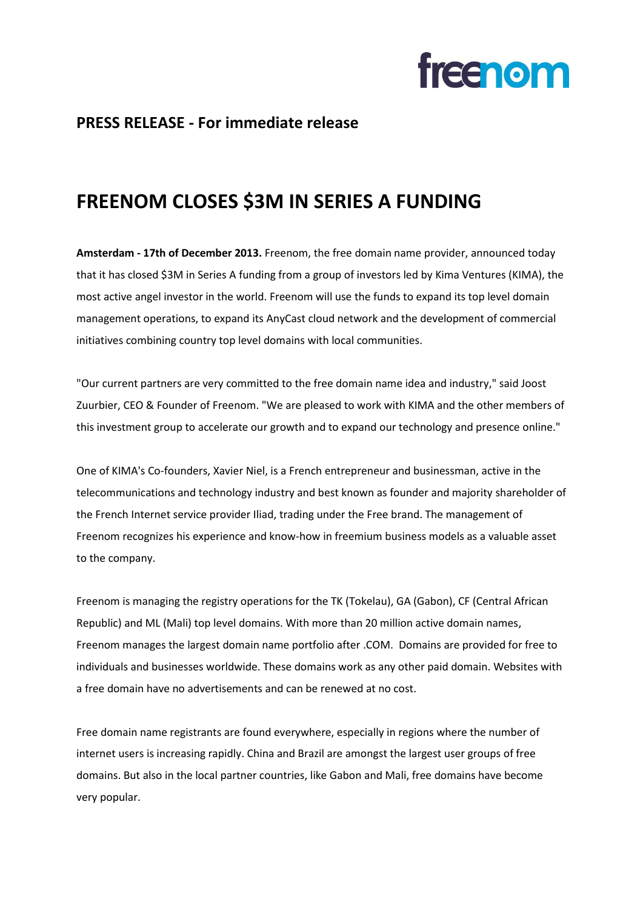freenom

**PRESS RELEASE - For immediate release**

# FREENOM CLOSES $3M IN SERIES A FUNDING

**Amsterdam - 17th of December 2013.** Freenom, the free domain name provider, announced today that it has closed $3M in Series A funding from a group of investors led by Kima Ventures (KIMA), the most active angel investor in the world. Freenom will use the funds to expand its top level domain management operations, to expand its AnyCast cloud network and the development of commercial initiatives combining country top level domains with local communities.

"Our current partners are very committed to the free domain name idea and industry," said Joost Zuurbier, CEO & Founder of Freenom. "We are pleased to work with KIMA and the other members of this investment group to accelerate our growth and to expand our technology and presence online."

One of KIMA's Co-founders, Xavier Niel, is a French entrepreneur and businessman, active in the telecommunications and technology industry and best known as founder and majority shareholder of the French Internet service provider Iliad, trading under the Free brand. The management of Freenom recognizes his experience and know-how in freemium business models as a valuable asset to the company.

Freenom is managing the registry operations for the TK (Tokelau), GA (Gabon), CF (Central African Republic) and ML (Mali) top level domains. With more than 20 million active domain names, Freenom manages the largest domain name portfolio after .COM. Domains are provided for free to individuals and businesses worldwide. These domains work as any other paid domain. Websites with a free domain have no advertisements and can be renewed at no cost.

Free domain name registrants are found everywhere, especially in regions where the number of internet users is increasing rapidly. China and Brazil are amongst the largest user groups of free domains. But also in the local partner countries, like Gabon and Mali, free domains have become very popular.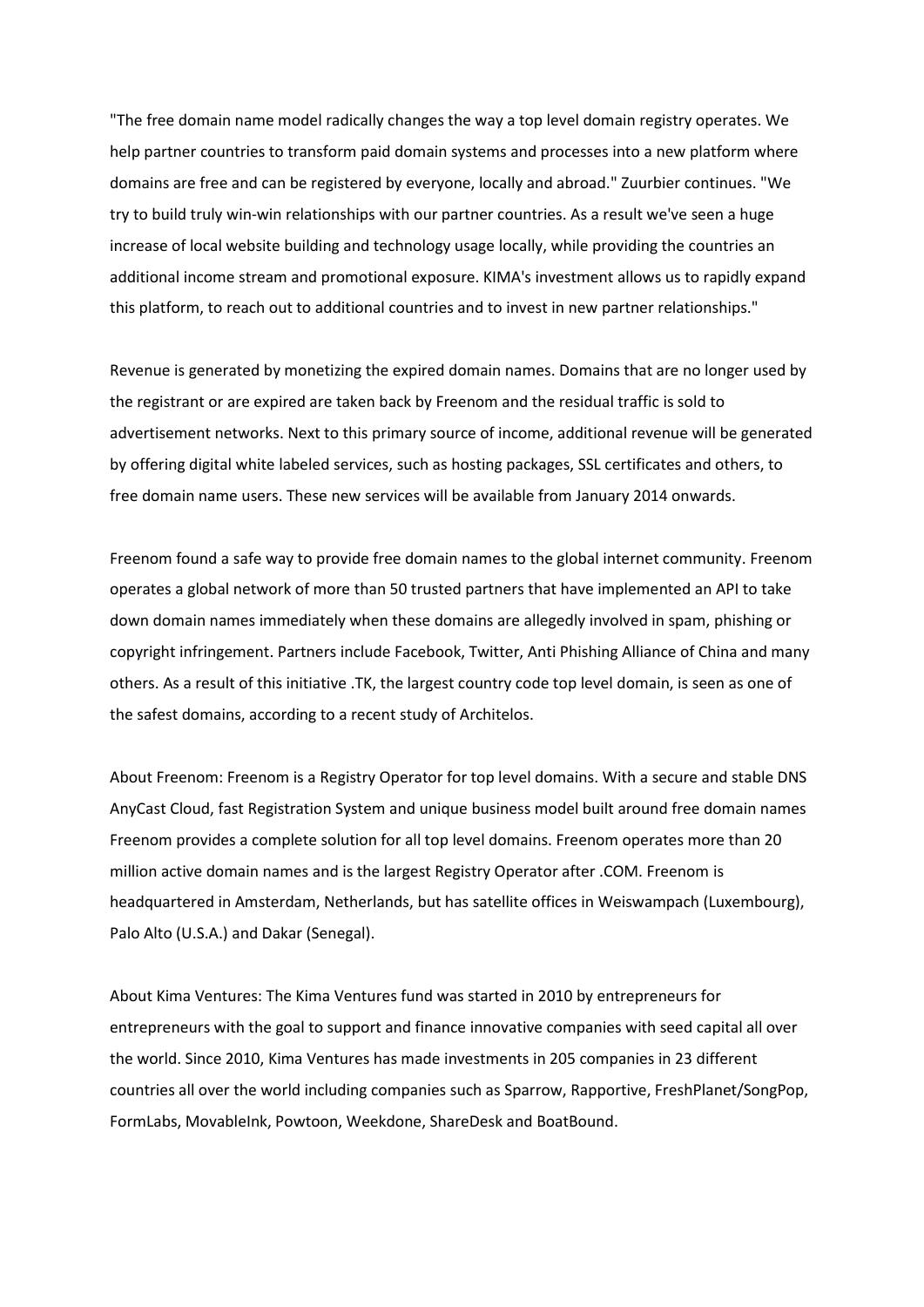"The free domain name model radically changes the way a top level domain registry operates. We help partner countries to transform paid domain systems and processes into a new platform where domains are free and can be registered by everyone, locally and abroad." Zuurbier continues. "We try to build truly win-win relationships with our partner countries. As a result we've seen a huge increase of local website building and technology usage locally, while providing the countries an additional income stream and promotional exposure. KIMA's investment allows us to rapidly expand this platform, to reach out to additional countries and to invest in new partner relationships."

Revenue is generated by monetizing the expired domain names. Domains that are no longer used by the registrant or are expired are taken back by Freenom and the residual traffic is sold to advertisement networks. Next to this primary source of income, additional revenue will be generated by offering digital white labeled services, such as hosting packages, SSL certificates and others, to free domain name users. These new services will be available from January 2014 onwards.

Freenom found a safe way to provide free domain names to the global internet community. Freenom operates a global network of more than 50 trusted partners that have implemented an API to take down domain names immediately when these domains are allegedly involved in spam, phishing or copyright infringement. Partners include Facebook, Twitter, Anti Phishing Alliance of China and many others. As a result of this initiative .TK, the largest country code top level domain, is seen as one of the safest domains, according to a recent study of Architelos.

About Freenom: Freenom is a Registry Operator for top level domains. With a secure and stable DNS AnyCast Cloud, fast Registration System and unique business model built around free domain names Freenom provides a complete solution for all top level domains. Freenom operates more than 20 million active domain names and is the largest Registry Operator after .COM. Freenom is headquartered in Amsterdam, Netherlands, but has satellite offices in Weiswampach (Luxembourg), Palo Alto (U.S.A.) and Dakar (Senegal).

About Kima Ventures: The Kima Ventures fund was started in 2010 by entrepreneurs for entrepreneurs with the goal to support and finance innovative companies with seed capital all over the world. Since 2010, Kima Ventures has made investments in 205 companies in 23 different countries all over the world including companies such as Sparrow, Rapportive, FreshPlanet/SongPop, FormLabs, MovableInk, Powtoon, Weekdone, ShareDesk and BoatBound.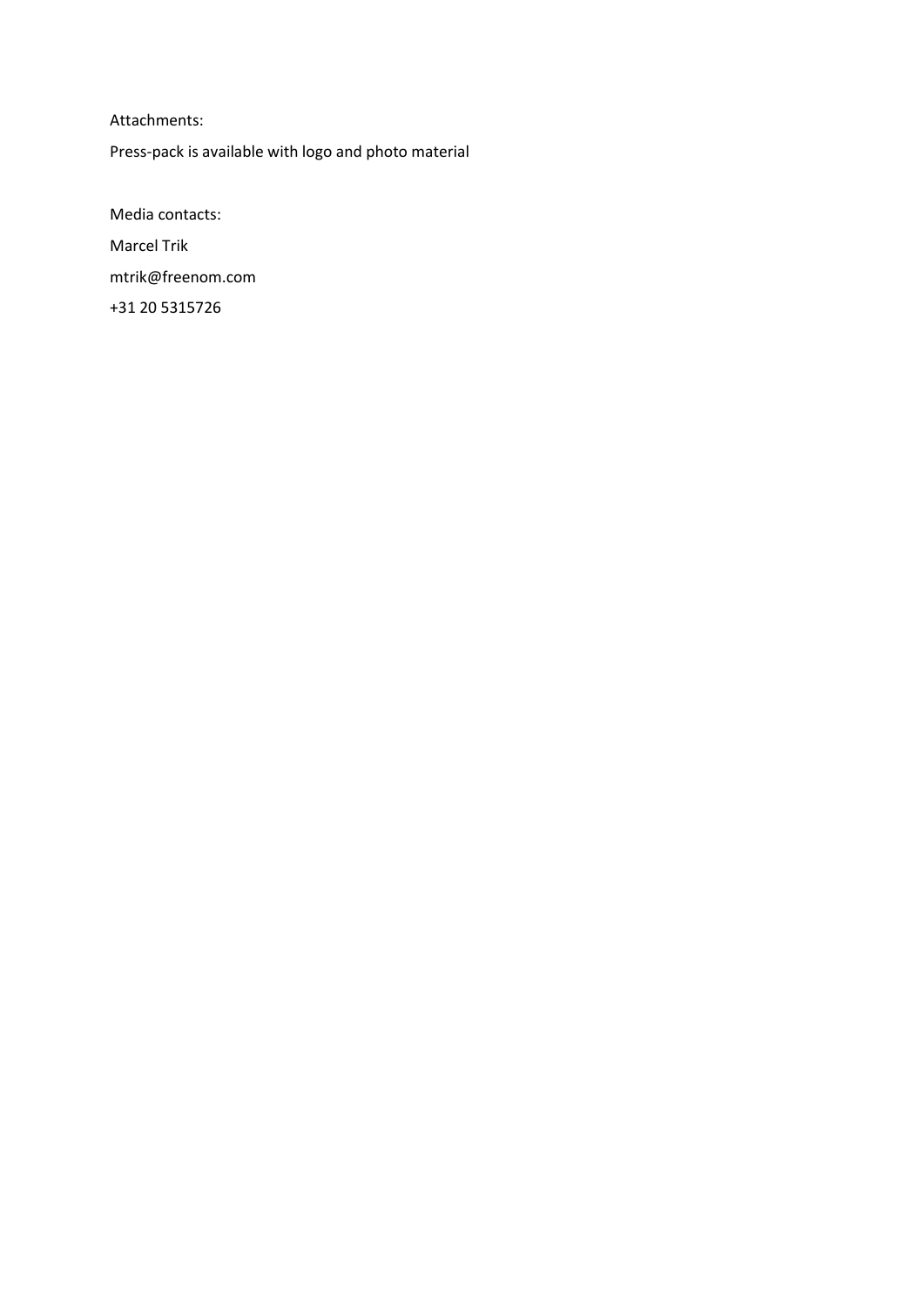Attachments:

Press-pack is available with logo and photo material

Media contacts:

Marcel Trik

mtrik@freenom.com

+31 20 5315726